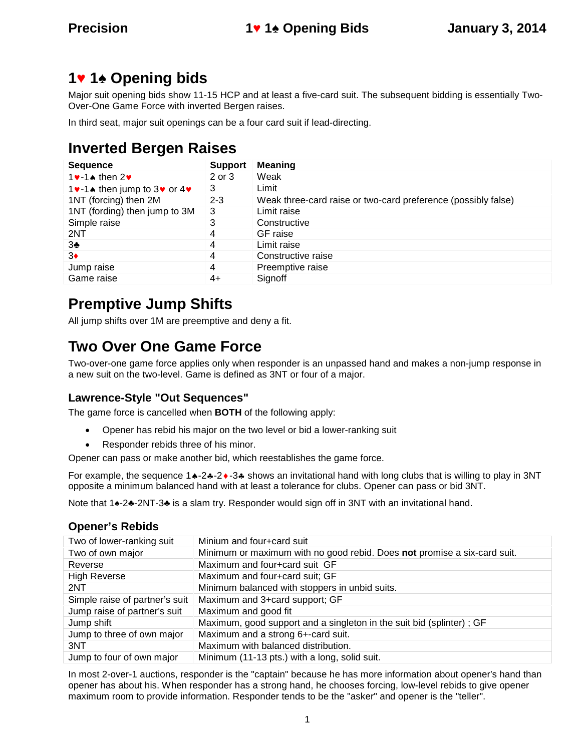# 1♥ 1♠ Opening bids

Major suit opening bids show 11-15 HCP and at least a five-card suit. The subsequent bidding is essentially Two-Over-One Game Force with inverted Bergen raises.

In third seat, major suit openings can be a four card suit if lead-directing.

## Inverted Bergen Raises

| Sequence | Support | Meaning |
|---|---|---|
| 1♥-1♠ then 2♥ | 2 or 3 | Weak |
| 1♥-1♠ then jump to 3♥ or 4♥ | 3 | Limit |
| 1NT (forcing) then 2M | 2-3 | Weak three-card raise or two-card preference (possibly false) |
| 1NT (fording) then jump to 3M | 3 | Limit raise |
| Simple raise | 3 | Constructive |
| 2NT | 4 | GF raise |
| 3♣ | 4 | Limit raise |
| 3♦ | 4 | Constructive raise |
| Jump raise | 4 | Preemptive raise |
| Game raise | 4+ | Signoff |

## Premptive Jump Shifts

All jump shifts over 1M are preemptive and deny a fit.

## Two Over One Game Force

Two-over-one game force applies only when responder is an unpassed hand and makes a non-jump response in a new suit on the two-level. Game is defined as 3NT or four of a major.

### Lawrence-Style "Out Sequences"

The game force is cancelled when **BOTH** of the following apply:

- Opener has rebid his major on the two level or bid a lower-ranking suit
- Responder rebids three of his minor.

Opener can pass or make another bid, which reestablishes the game force.

For example, the sequence 1♠-2♣-2♦-3♣ shows an invitational hand with long clubs that is willing to play in 3NT opposite a minimum balanced hand with at least a tolerance for clubs. Opener can pass or bid 3NT.

Note that 1♠-2♣-2NT-3♣ is a slam try. Responder would sign off in 3NT with an invitational hand.

### Opener's Rebids

| | |
|---|---|
| Two of lower-ranking suit | Minium and four+card suit |
| Two of own major | Minimum or maximum with no good rebid. Does **not** promise a six-card suit. |
| Reverse | Maximum and four+card suit GF |
| High Reverse | Maximum and four+card suit; GF |
| 2NT | Minimum balanced with stoppers in unbid suits. |
| Simple raise of partner's suit | Maximum and 3+card support; GF |
| Jump raise of partner's suit | Maximum and good fit |
| Jump shift | Maximum, good support and a singleton in the suit bid (splinter) ; GF |
| Jump to three of own major | Maximum and a strong 6+-card suit. |
| 3NT | Maximum with balanced distribution. |
| Jump to four of own major | Minimum (11-13 pts.) with a long, solid suit. |

In most 2-over-1 auctions, responder is the "captain" because he has more information about opener's hand than opener has about his. When responder has a strong hand, he chooses forcing, low-level rebids to give opener maximum room to provide information. Responder tends to be the "asker" and opener is the "teller".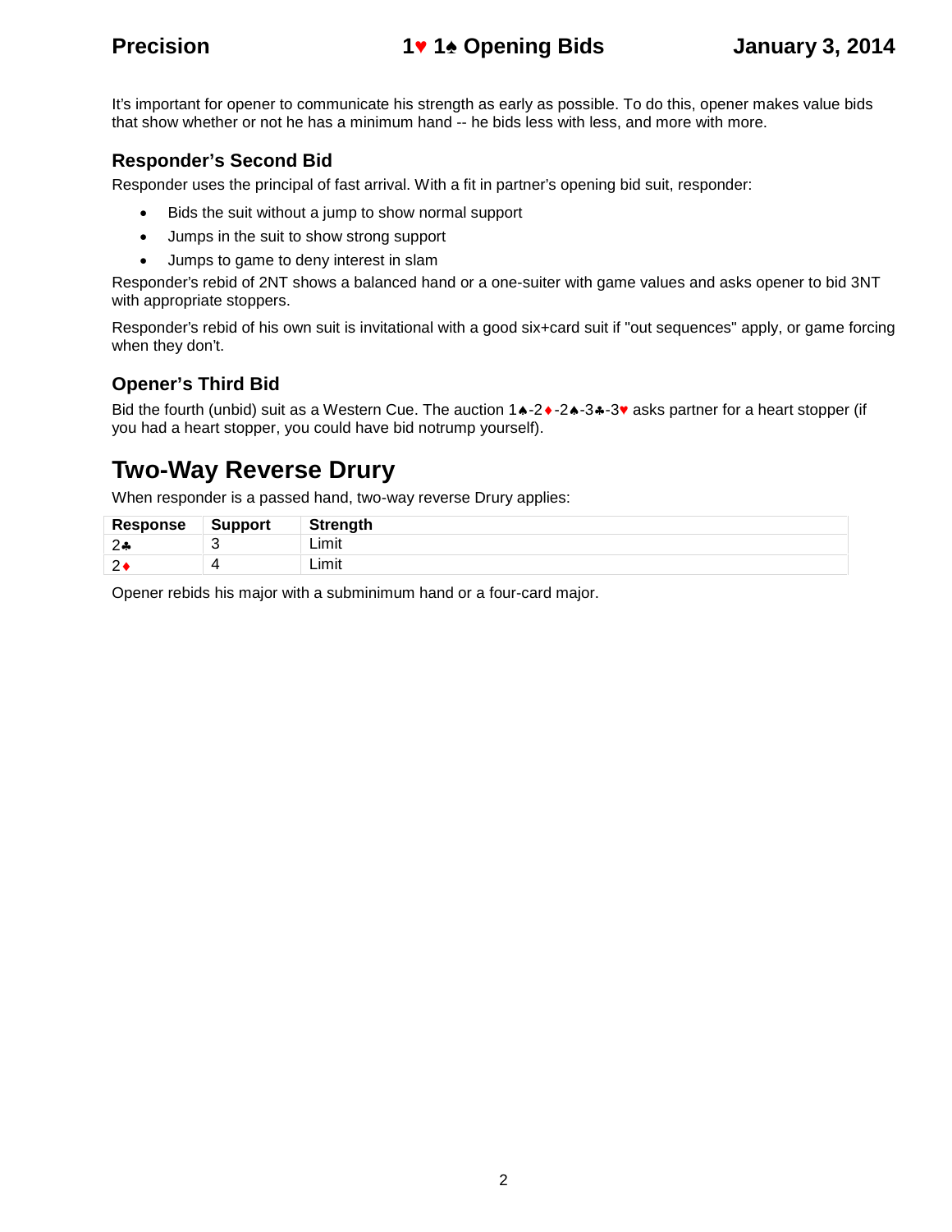It's important for opener to communicate his strength as early as possible. To do this, opener makes value bids that show whether or not he has a minimum hand -- he bids less with less, and more with more.

### Responder's Second Bid

Responder uses the principal of fast arrival. With a fit in partner's opening bid suit, responder:

- Bids the suit without a jump to show normal support
- Jumps in the suit to show strong support
- Jumps to game to deny interest in slam

Responder's rebid of 2NT shows a balanced hand or a one-suiter with game values and asks opener to bid 3NT with appropriate stoppers.

Responder's rebid of his own suit is invitational with a good six+card suit if "out sequences" apply, or game forcing when they don't.

### Opener's Third Bid

Bid the fourth (unbid) suit as a Western Cue. The auction 1♠-2♦-2♠-3♣-3♥ asks partner for a heart stopper (if you had a heart stopper, you could have bid notrump yourself).

## Two-Way Reverse Drury

When responder is a passed hand, two-way reverse Drury applies:

| Response | Support | Strength |
|---|---|---|
| 2♣ | 3 | Limit |
| 2♦ | 4 | Limit |

Opener rebids his major with a subminimum hand or a four-card major.